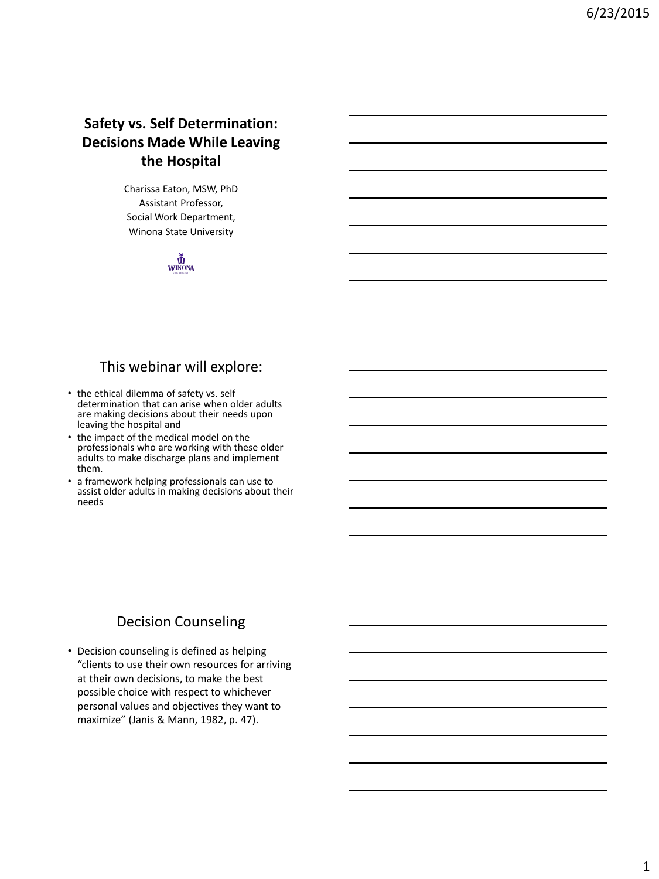# Safety vs. Self Determination: Decisions Made While Leaving the Hospital

Charissa Eaton, MSW, PhD
Assistant Professor,
Social Work Department,
Winona State University

## This webinar will explore:

- the ethical dilemma of safety vs. self determination that can arise when older adults are making decisions about their needs upon leaving the hospital and
- the impact of the medical model on the professionals who are working with these older adults to make discharge plans and implement them.
- a framework helping professionals can use to assist older adults in making decisions about their needs

## Decision Counseling

- Decision counseling is defined as helping "clients to use their own resources for arriving at their own decisions, to make the best possible choice with respect to whichever personal values and objectives they want to maximize" (Janis & Mann, 1982, p. 47).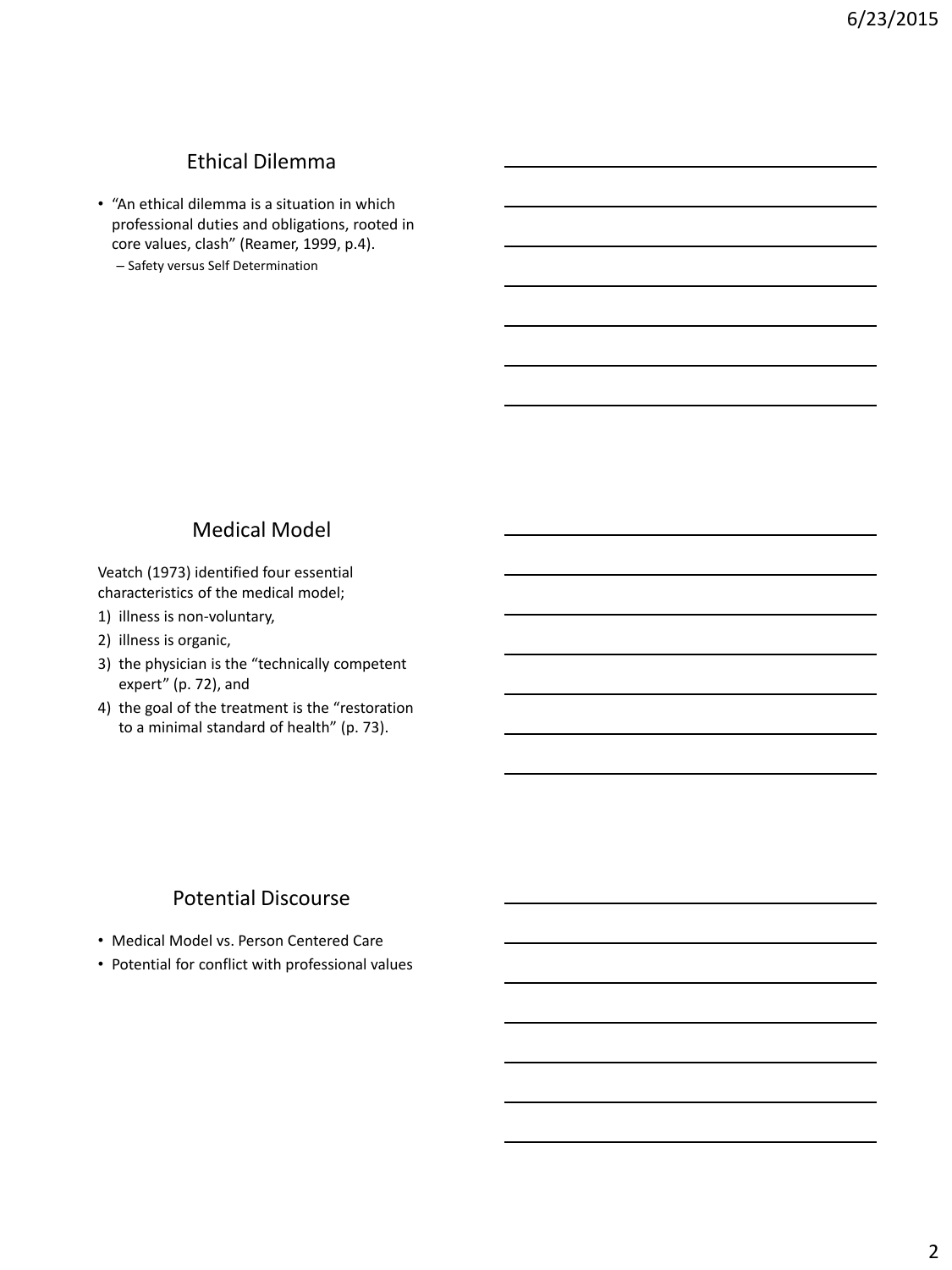## Ethical Dilemma

- "An ethical dilemma is a situation in which professional duties and obligations, rooted in core values, clash" (Reamer, 1999, p.4).
  - Safety versus Self Determination

## Medical Model

Veatch (1973) identified four essential characteristics of the medical model;

1) illness is non-voluntary,
2) illness is organic,
3) the physician is the "technically competent expert" (p. 72), and
4) the goal of the treatment is the "restoration to a minimal standard of health" (p. 73).

## Potential Discourse

- Medical Model vs. Person Centered Care
- Potential for conflict with professional values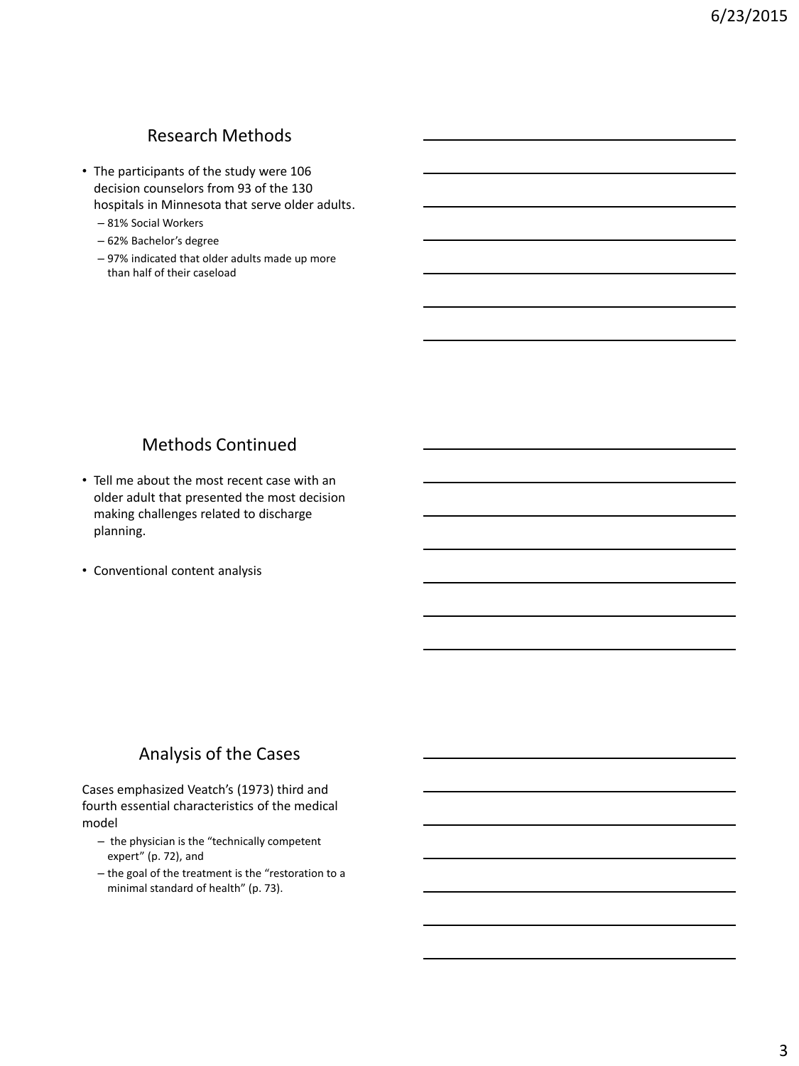## Research Methods

- The participants of the study were 106 decision counselors from 93 of the 130 hospitals in Minnesota that serve older adults.
  - 81% Social Workers
  - 62% Bachelor's degree
  - 97% indicated that older adults made up more than half of their caseload

## Methods Continued

- Tell me about the most recent case with an older adult that presented the most decision making challenges related to discharge planning.
- Conventional content analysis

## Analysis of the Cases

Cases emphasized Veatch's (1973) third and fourth essential characteristics of the medical model

- the physician is the "technically competent expert" (p. 72), and
- the goal of the treatment is the "restoration to a minimal standard of health" (p. 73).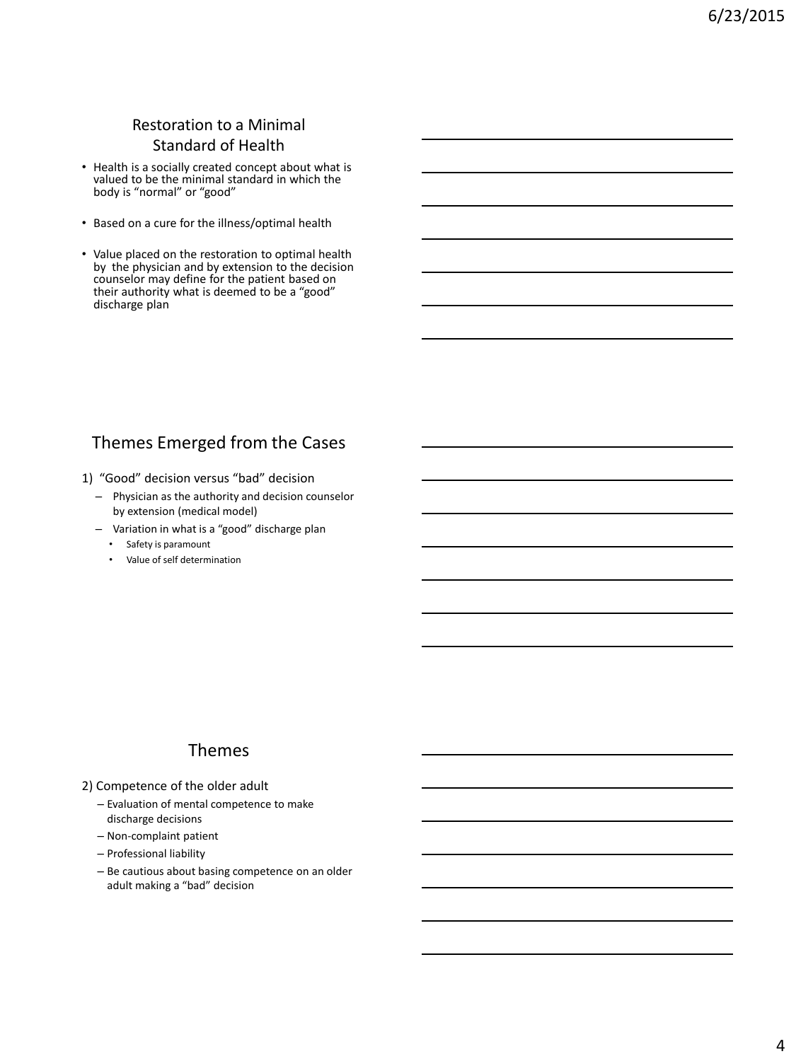## Restoration to a Minimal Standard of Health

- Health is a socially created concept about what is valued to be the minimal standard in which the body is "normal" or "good"
- Based on a cure for the illness/optimal health
- Value placed on the restoration to optimal health by the physician and by extension to the decision counselor may define for the patient based on their authority what is deemed to be a "good" discharge plan

## Themes Emerged from the Cases

1) "Good" decision versus "bad" decision
   - Physician as the authority and decision counselor by extension (medical model)
   - Variation in what is a "good" discharge plan
     - Safety is paramount
     - Value of self determination

## Themes

2) Competence of the older adult
   - Evaluation of mental competence to make discharge decisions
   - Non-complaint patient
   - Professional liability
   - Be cautious about basing competence on an older adult making a "bad" decision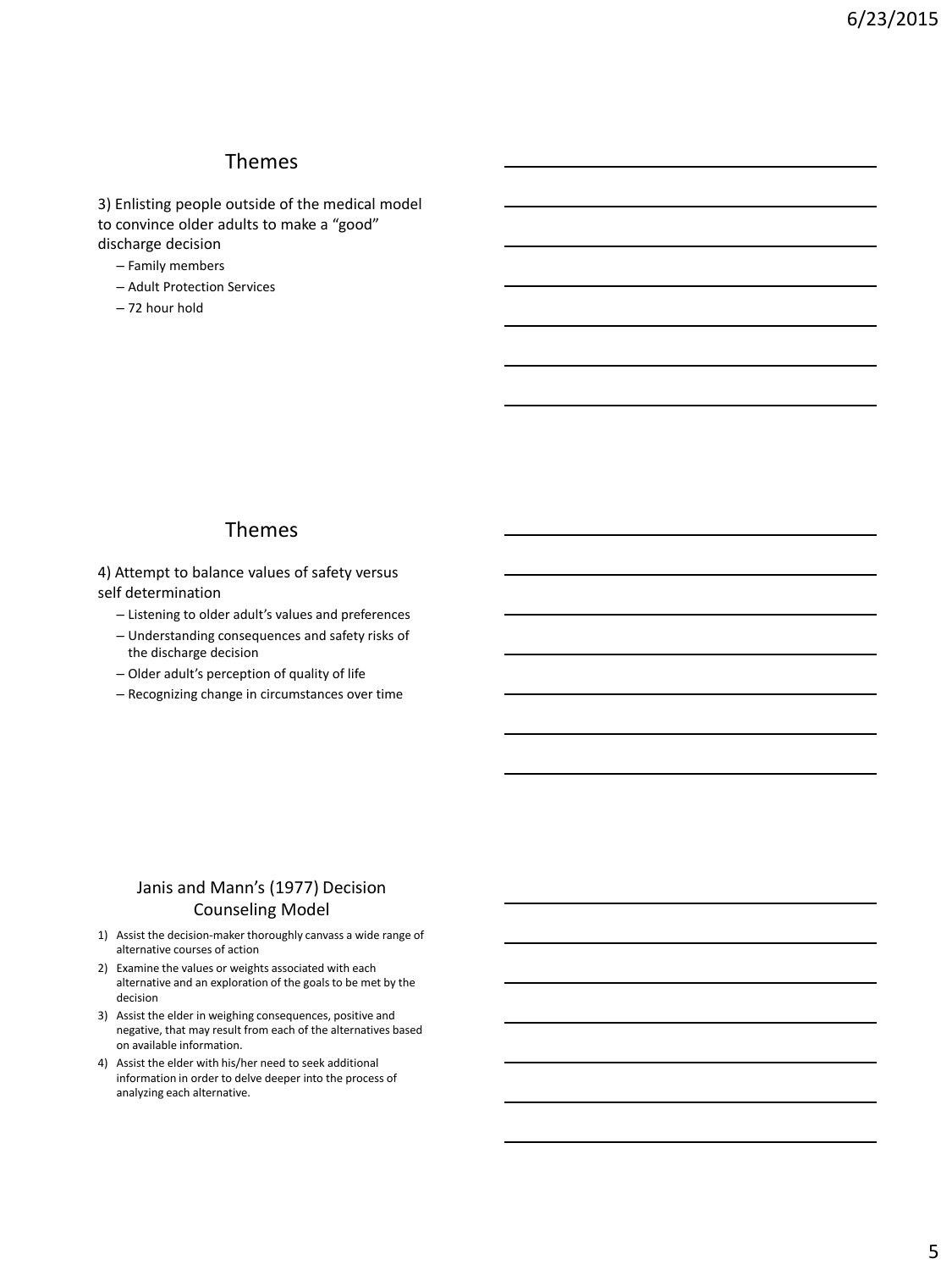## Themes

3) Enlisting people outside of the medical model to convince older adults to make a "good" discharge decision

- Family members
- Adult Protection Services
- 72 hour hold

## Themes

4) Attempt to balance values of safety versus self determination

- Listening to older adult's values and preferences
- Understanding consequences and safety risks of the discharge decision
- Older adult's perception of quality of life
- Recognizing change in circumstances over time

## Janis and Mann's (1977) Decision Counseling Model

1) Assist the decision-maker thoroughly canvass a wide range of alternative courses of action
2) Examine the values or weights associated with each alternative and an exploration of the goals to be met by the decision
3) Assist the elder in weighing consequences, positive and negative, that may result from each of the alternatives based on available information.
4) Assist the elder with his/her need to seek additional information in order to delve deeper into the process of analyzing each alternative.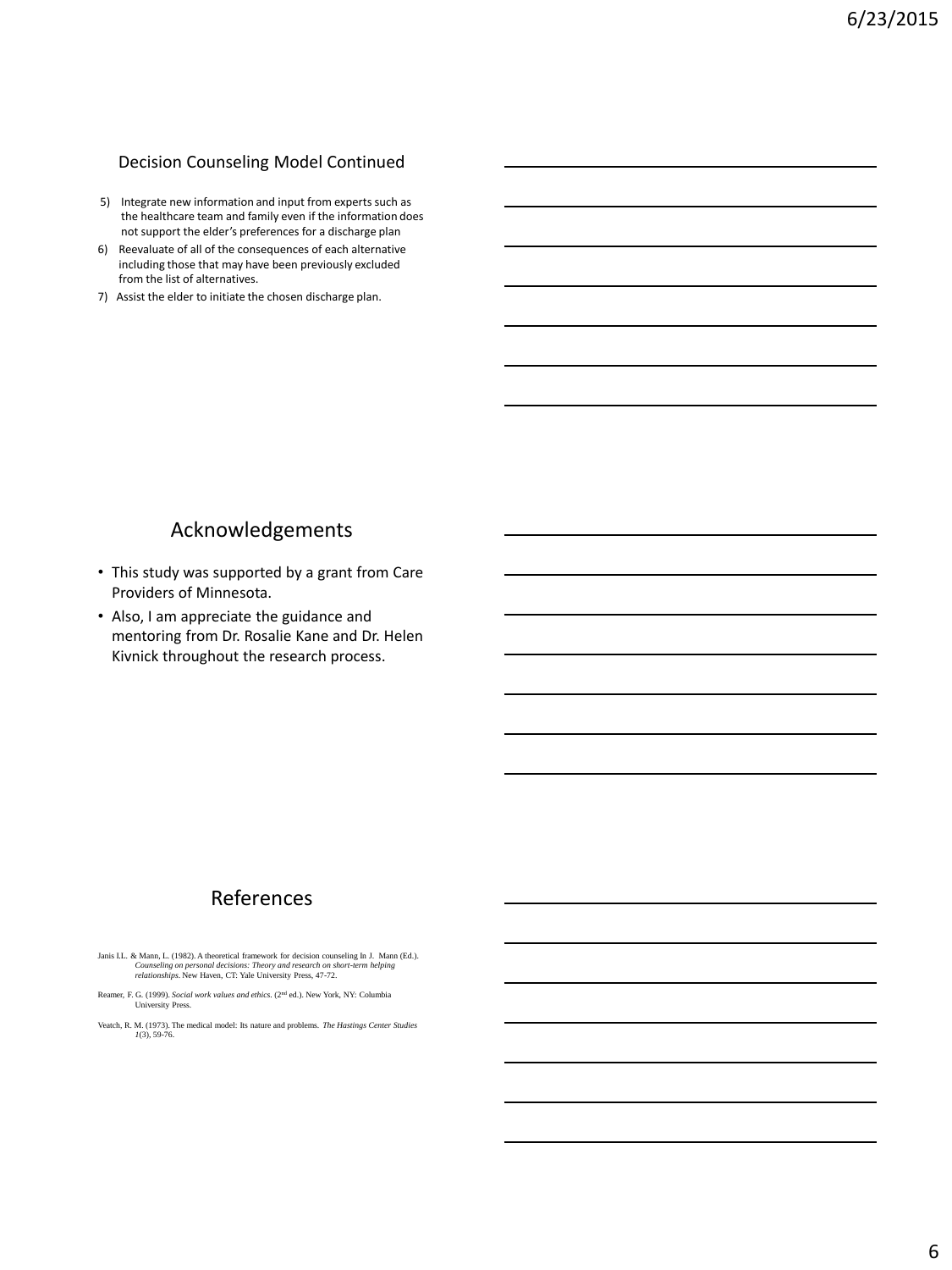## Decision Counseling Model Continued

5) Integrate new information and input from experts such as the healthcare team and family even if the information does not support the elder's preferences for a discharge plan
6) Reevaluate of all of the consequences of each alternative including those that may have been previously excluded from the list of alternatives.
7) Assist the elder to initiate the chosen discharge plan.

## Acknowledgements

- This study was supported by a grant from Care Providers of Minnesota.
- Also, I am appreciate the guidance and mentoring from Dr. Rosalie Kane and Dr. Helen Kivnick throughout the research process.

## References

Janis I.L. & Mann, L. (1982). A theoretical framework for decision counseling In J. Mann (Ed.). *Counseling on personal decisions: Theory and research on short-term helping relationships*. New Haven, CT: Yale University Press, 47-72.

Reamer, F. G. (1999). *Social work values and ethics*. (2nd ed.). New York, NY: Columbia University Press.

Veatch, R. M. (1973). The medical model: Its nature and problems. *The Hastings Center Studies 1*(3), 59-76.